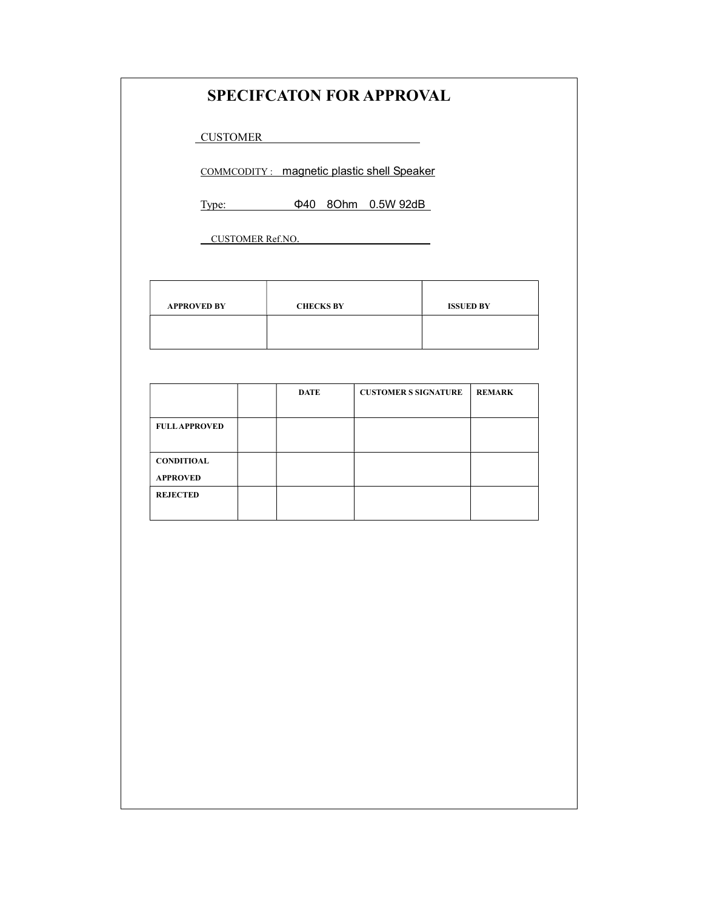# SPECIFCATON FOR APPROVAL

CUSTOMER

COMMCODITY : magnetic plastic shell Speaker

Type: Φ40 8Ohm 0.5W 92dB

CUSTOMER Ref.NO.

| APPROVED BY | CHECKS BY | ISSUED BY |
|---|---|---|
| | | |

| | | DATE | CUSTOMER S SIGNATURE | REMARK |
|---|---|---|---|---|
| FULL APPROVED | | | | |
| CONDITIOAL APPROVED | | | | |
| REJECTED | | | | |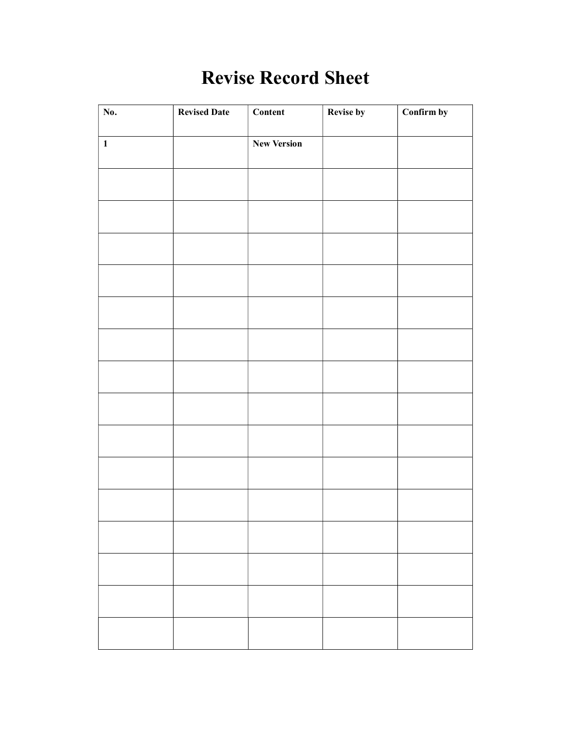# Revise Record Sheet

| No. | Revised Date | Content | Revise by | Confirm by |
| --- | --- | --- | --- | --- |
| **1** | | **New Version** | | |
| | | | | |
| | | | | |
| | | | | |
| | | | | |
| | | | | |
| | | | | |
| | | | | |
| | | | | |
| | | | | |
| | | | | |
| | | | | |
| | | | | |
| | | | | |
| | | | | |
| | | | | |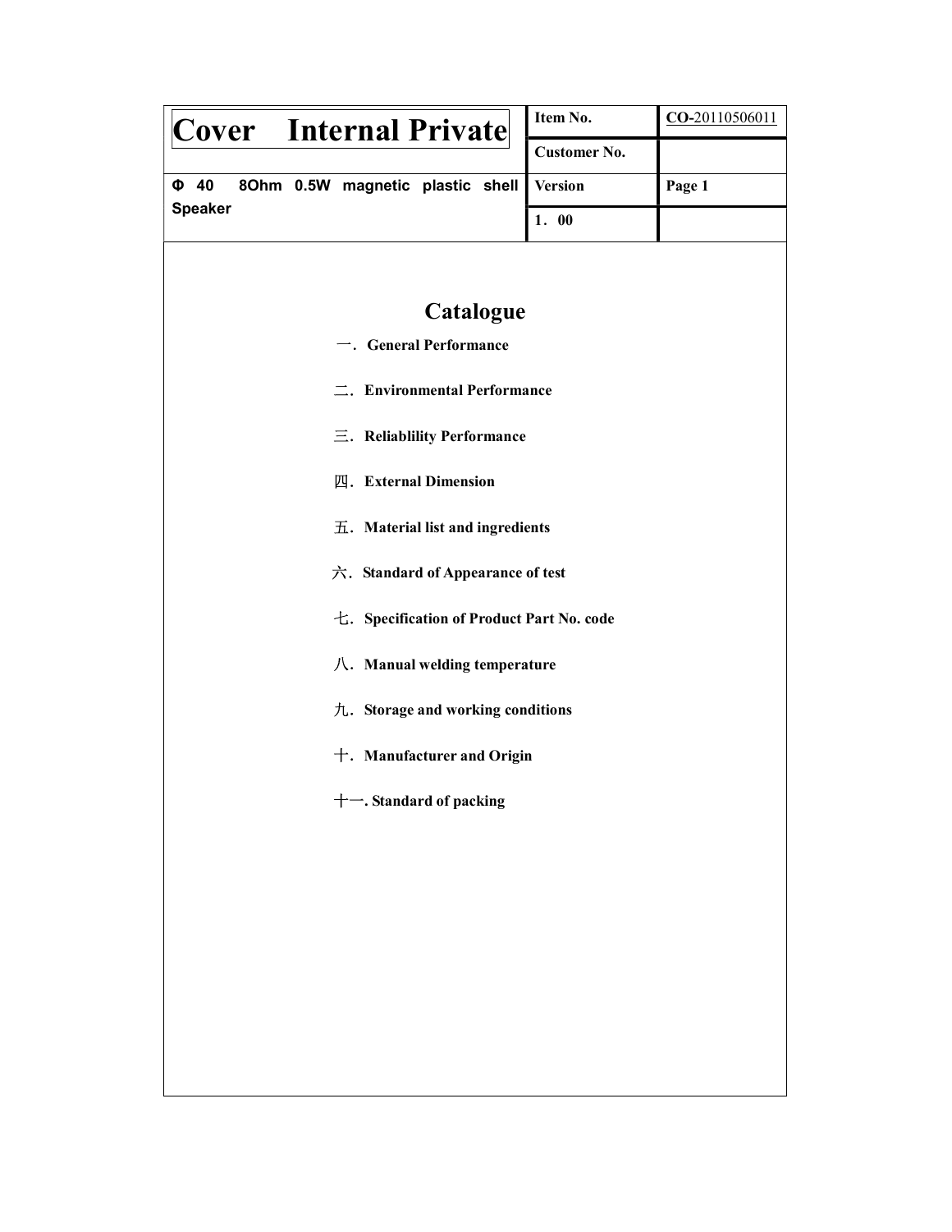| Cover Internal Private | | Item No. | CO-20110506011 |
| --- | --- | --- | --- |
| | | Customer No. | |
| Φ 40 8Ohm 0.5W magnetic plastic shell Speaker | | Version | Page 1 |
| | | 1．00 | |

# Catalogue

一．General Performance

二．Environmental Performance

三．Reliablility Performance

四．External Dimension

五．Material list and ingredients

六．Standard of Appearance of test

七．Specification of Product Part No. code

八．Manual welding temperature

九．Storage and working conditions

十．Manufacturer and Origin

十一. Standard of packing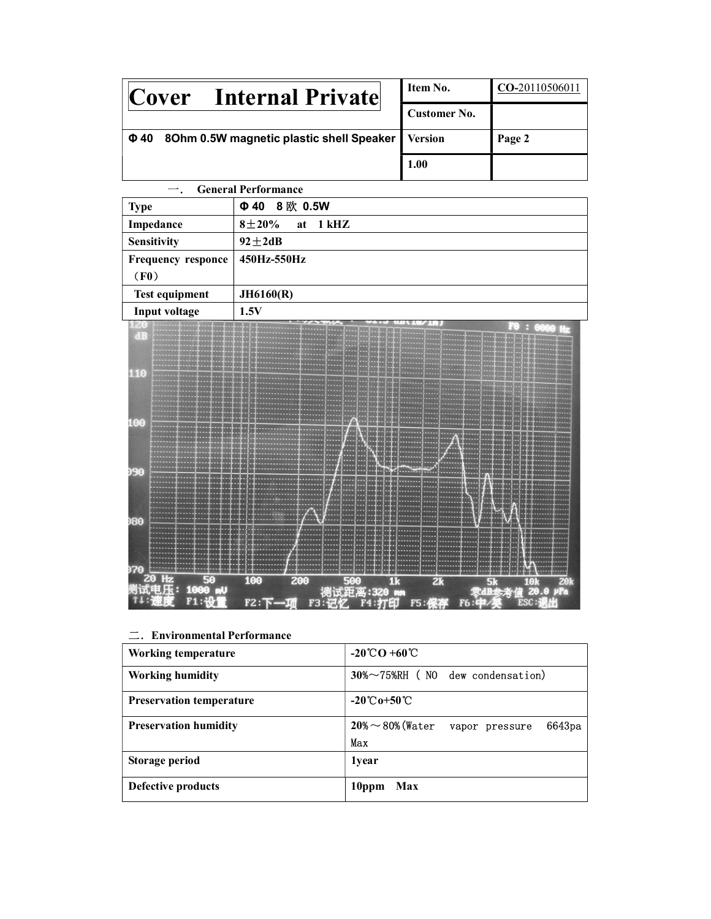| Cover Internal Private | Item No. | CO-20110506011 |
|---|---|---|
| | Customer No. | |
| Φ 40 8Ohm 0.5W magnetic plastic shell Speaker | Version | Page 2 |
| | 1.00 | |

一. General Performance

| Type | Φ 40 8 欧 0.5W |
|---|---|
| Impedance | 8±20% at 1 kHZ |
| Sensitivity | 92±2dB |
| Frequency responce（F0） | 450Hz-550Hz |
| Test equipment | JH6160(R) |
| Input voltage | 1.5V |

二. Environmental Performance

| Working temperature | -20℃O +60℃ |
|---|---|
| Working humidity | 30%～75%RH ( NO dew condensation) |
| Preservation temperature | -20℃o+50℃ |
| Preservation humidity | 20%～80%(Water vapor pressure 6643pa Max |
| Storage period | 1year |
| Defective products | 10ppm Max |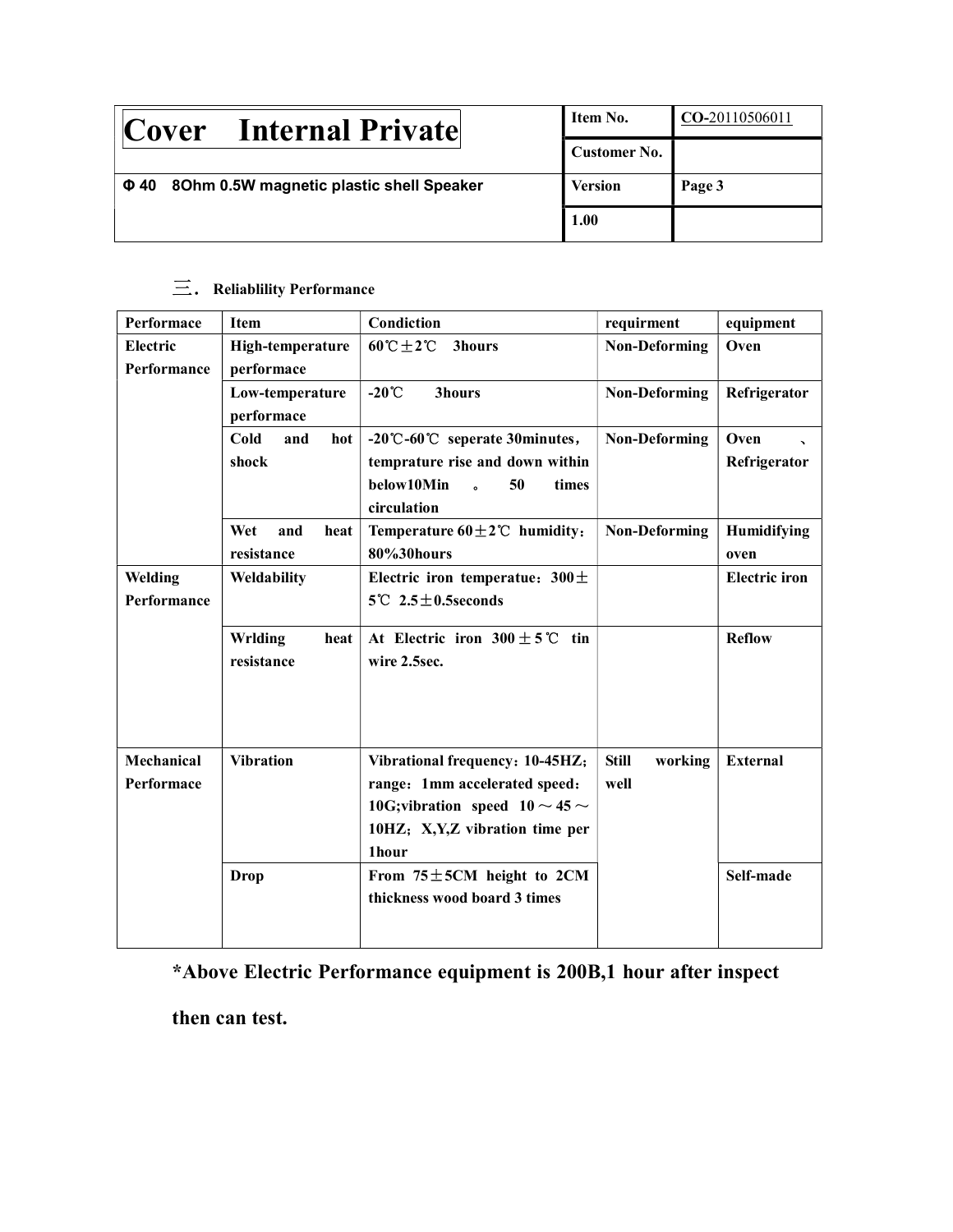| Cover　Internal Private | Item No. | CO-20110506011 |
| --- | --- | --- |
| | Customer No. | |
| Φ 40　8Ohm 0.5W magnetic plastic shell Speaker | Version | Page 3 |
| | 1.00 | |

## 三．Reliablility Performance

| Performace | Item | Condiction | requirment | equipment |
| --- | --- | --- | --- | --- |
| Electric Performance | High-temperature performace | 60℃±2℃　3hours | Non-Deforming | Oven |
| | Low-temperature performace | -20℃　3hours | Non-Deforming | Refrigerator |
| | Cold and hot shock | -20℃-60℃ seperate 30minutes，temprature rise and down within below10Min 。 50 times circulation | Non-Deforming | Oven 、Refrigerator |
| | Wet and heat resistance | Temperature 60±2℃ humidity：80%30hours | Non-Deforming | Humidifying oven |
| Welding Performance | Weldability | Electric iron temperatue：300±5℃ 2.5±0.5seconds | | Electric iron |
| | Wrlding heat resistance | At Electric iron 300±5℃ tin wire 2.5sec. | | Reflow |
| Mechanical Performace | Vibration | Vibrational frequency：10-45HZ；range：1mm accelerated speed：10G;vibration speed 10～45～10HZ；X,Y,Z vibration time per 1hour | Still working well | External |
| | Drop | From 75±5CM height to 2CM thickness wood board 3 times | | Self-made |

**\*Above Electric Performance equipment is 200B,1 hour after inspect then can test.**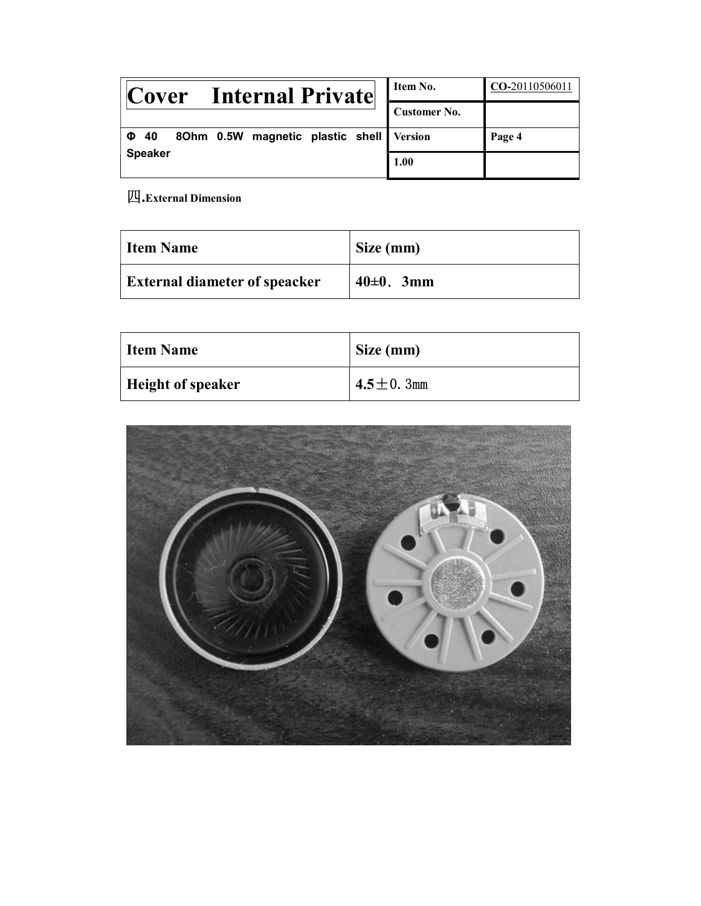| Cover Internal Private | Item No. | CO-20110506011 |
|---|---|---|
| | Customer No. | |
| Φ 40 8Ohm 0.5W magnetic plastic shell Speaker | Version | Page 4 |
| | 1.00 | |

四.**External Dimension**

| **Item Name** | **Size (mm)** |
|---|---|
| **External diameter of speacker** | **40±0．3mm** |

| **Item Name** | **Size (mm)** |
|---|---|
| **Height of speaker** | **4.5**±0．3㎜ |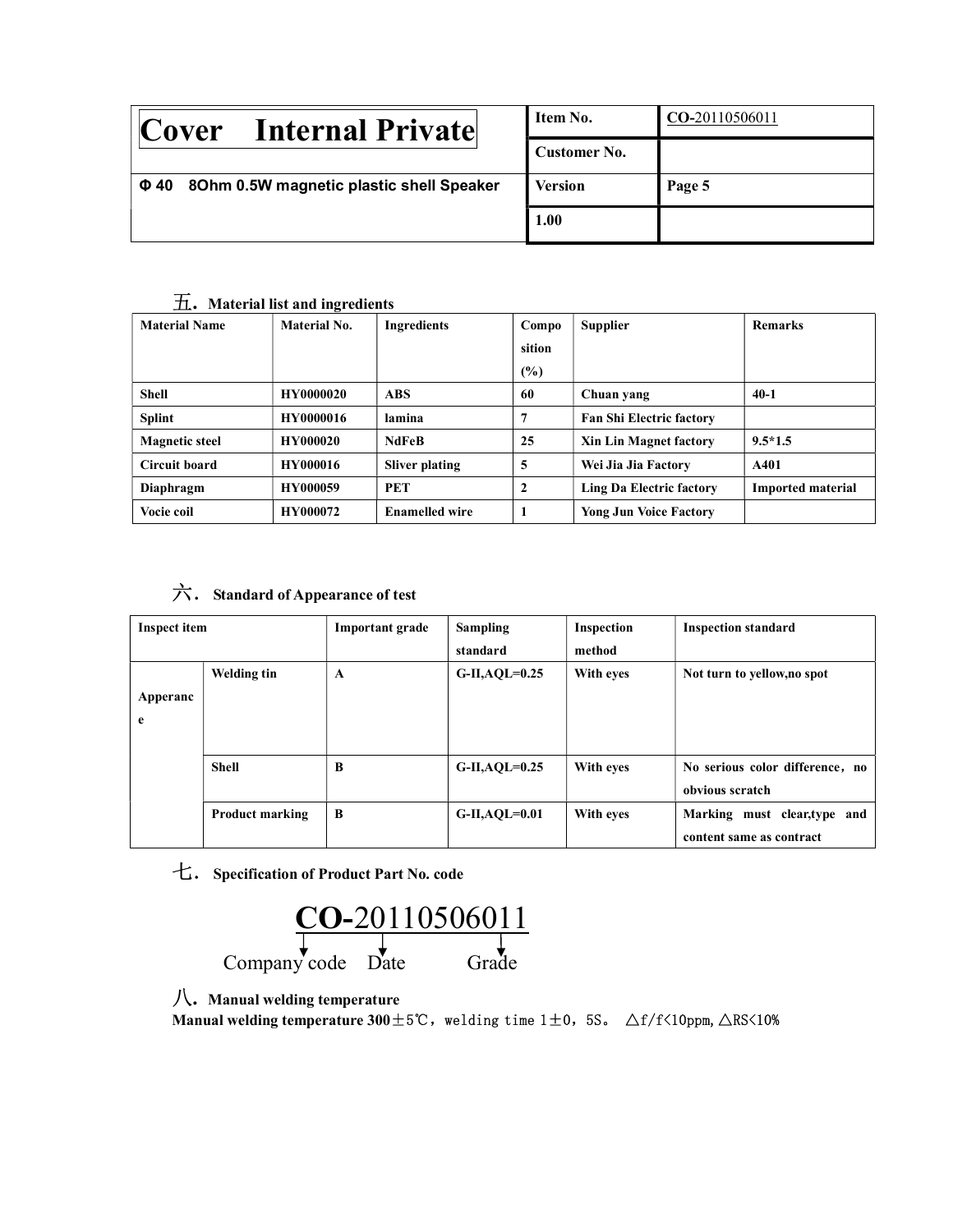| Cover Internal Private | | Item No. | CO-20110506011 |
|---|---|---|---|
| | | Customer No. | |
| Φ 40 8Ohm 0.5W magnetic plastic shell Speaker | | Version | Page 5 |
| | | 1.00 | |

## 五. Material list and ingredients

| Material Name | Material No. | Ingredients | Composition (%) | Supplier | Remarks |
|---|---|---|---|---|---|
| Shell | HY0000020 | ABS | 60 | Chuan yang | 40-1 |
| Splint | HY0000016 | lamina | 7 | Fan Shi Electric factory | |
| Magnetic steel | HY000020 | NdFeB | 25 | Xin Lin Magnet factory | 9.5*1.5 |
| Circuit board | HY000016 | Sliver plating | 5 | Wei Jia Jia Factory | A401 |
| Diaphragm | HY000059 | PET | 2 | Ling Da Electric factory | Imported material |
| Vocie coil | HY000072 | Enamelled wire | 1 | Yong Jun Voice Factory | |

## 六. Standard of Appearance of test

| Inspect item | | Important grade | Sampling standard | Inspection method | Inspection standard |
|---|---|---|---|---|---|
| Apperance | Welding tin | A | G-II,AQL=0.25 | With eyes | Not turn to yellow,no spot |
| | Shell | B | G-II,AQL=0.25 | With eyes | No serious color difference，no obvious scratch |
| | Product marking | B | G-II,AQL=0.01 | With eyes | Marking must clear,type and content same as contract |

## 七. Specification of Product Part No. code

**CO-**20110506011

Company code → CO; Date → 20110506; Grade → 011

## 八. Manual welding temperature

**Manual welding temperature 300**±5℃，welding time 1±0，5S。 △f/f<10ppm,△RS<10%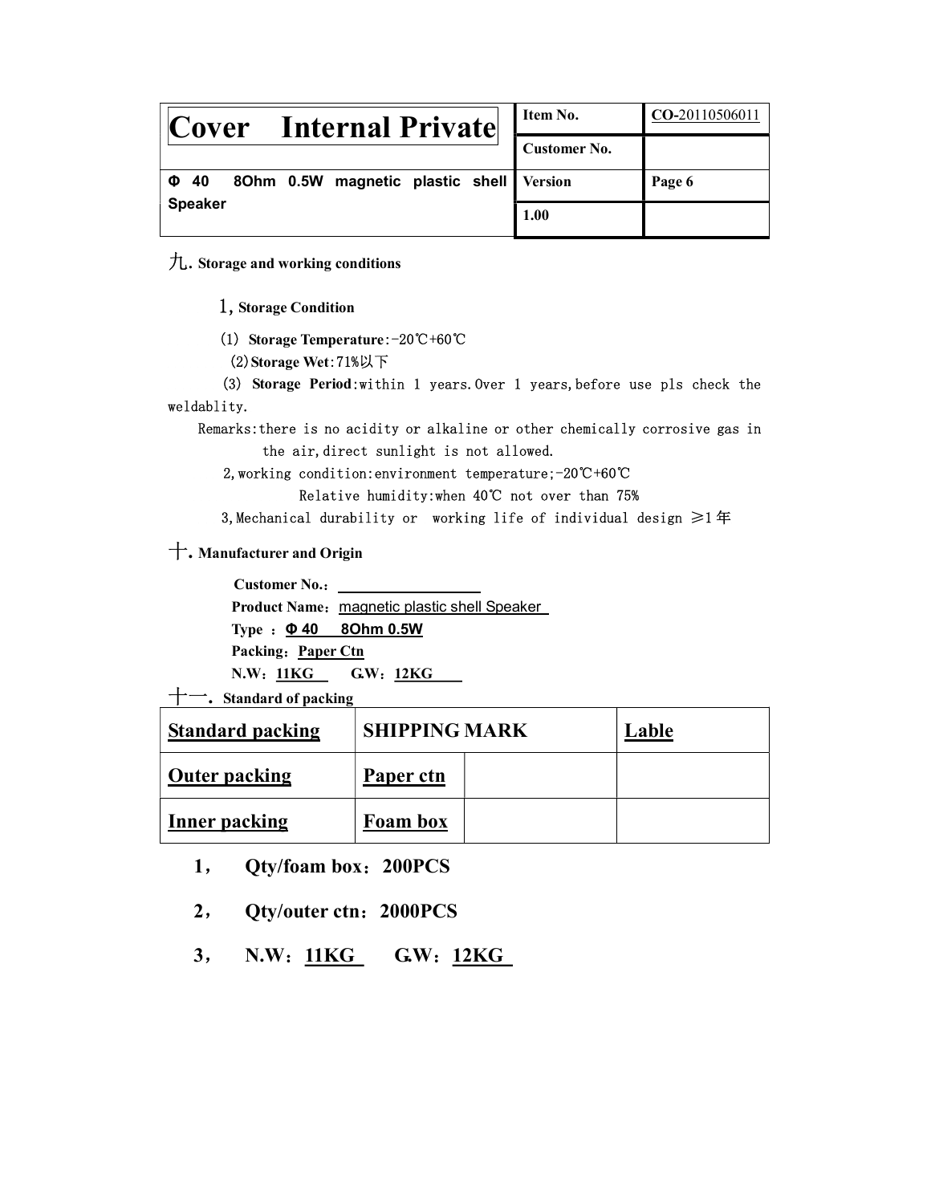| Cover Internal Private | Item No. | CO-20110506011 |
| --- | --- | --- |
| | Customer No. | |
| Φ 40 8Ohm 0.5W magnetic plastic shell Speaker | Version | Page 6 |
| | 1.00 | |

## 九. Storage and working conditions

1, **Storage Condition**

(1) **Storage Temperature**:-20℃+60℃

(2) **Storage Wet**:71%以下

(3) **Storage Period**:within 1 years.Over 1 years,before use pls check the weldablity.

Remarks:there is no acidity or alkaline or other chemically corrosive gas in the air,direct sunlight is not allowed.

2,working condition:environment temperature;-20℃+60℃

Relative humidity:when 40℃ not over than 75%

3,Mechanical durability or working life of individual design ≥1年

## 十. Manufacturer and Origin

**Customer No.**：

**Product Name**：magnetic plastic shell Speaker

**Type** ：**Φ 40 8Ohm 0.5W**

**Packing**：**Paper Ctn**

**N.W**：**11KG** **G.W**：**12KG**

## 十一. Standard of packing

| Standard packing | SHIPPING MARK | | Lable |
| --- | --- | --- | --- |
| Outer packing | Paper ctn | | |
| Inner packing | Foam box | | |

1， **Qty/foam box：200PCS**

2， **Qty/outer ctn：2000PCS**

3， **N.W：11KG G.W：12KG**